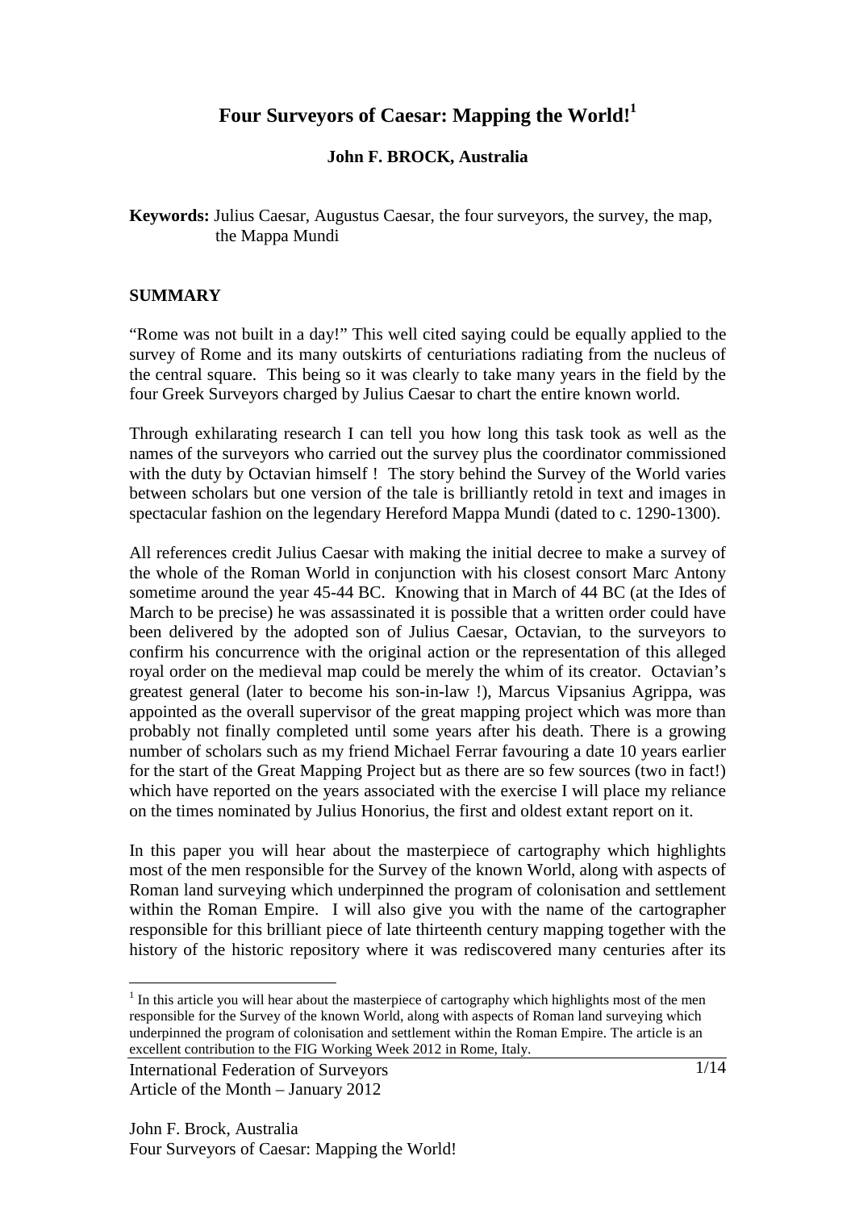# Four Surveyors of Caesar: Mapping the World![1]

**John F. BROCK, Australia**

**Keywords:** Julius Caesar, Augustus Caesar, the four surveyors, the survey, the map, the Mappa Mundi

## SUMMARY

"Rome was not built in a day!" This well cited saying could be equally applied to the survey of Rome and its many outskirts of centuriations radiating from the nucleus of the central square. This being so it was clearly to take many years in the field by the four Greek Surveyors charged by Julius Caesar to chart the entire known world.

Through exhilarating research I can tell you how long this task took as well as the names of the surveyors who carried out the survey plus the coordinator commissioned with the duty by Octavian himself ! The story behind the Survey of the World varies between scholars but one version of the tale is brilliantly retold in text and images in spectacular fashion on the legendary Hereford Mappa Mundi (dated to c. 1290-1300).

All references credit Julius Caesar with making the initial decree to make a survey of the whole of the Roman World in conjunction with his closest consort Marc Antony sometime around the year 45-44 BC. Knowing that in March of 44 BC (at the Ides of March to be precise) he was assassinated it is possible that a written order could have been delivered by the adopted son of Julius Caesar, Octavian, to the surveyors to confirm his concurrence with the original action or the representation of this alleged royal order on the medieval map could be merely the whim of its creator. Octavian's greatest general (later to become his son-in-law !), Marcus Vipsanius Agrippa, was appointed as the overall supervisor of the great mapping project which was more than probably not finally completed until some years after his death. There is a growing number of scholars such as my friend Michael Ferrar favouring a date 10 years earlier for the start of the Great Mapping Project but as there are so few sources (two in fact!) which have reported on the years associated with the exercise I will place my reliance on the times nominated by Julius Honorius, the first and oldest extant report on it.

In this paper you will hear about the masterpiece of cartography which highlights most of the men responsible for the Survey of the known World, along with aspects of Roman land surveying which underpinned the program of colonisation and settlement within the Roman Empire. I will also give you with the name of the cartographer responsible for this brilliant piece of late thirteenth century mapping together with the history of the historic repository where it was rediscovered many centuries after its

---

[1] In this article you will hear about the masterpiece of cartography which highlights most of the men responsible for the Survey of the known World, along with aspects of Roman land surveying which underpinned the program of colonisation and settlement within the Roman Empire. The article is an excellent contribution to the FIG Working Week 2012 in Rome, Italy.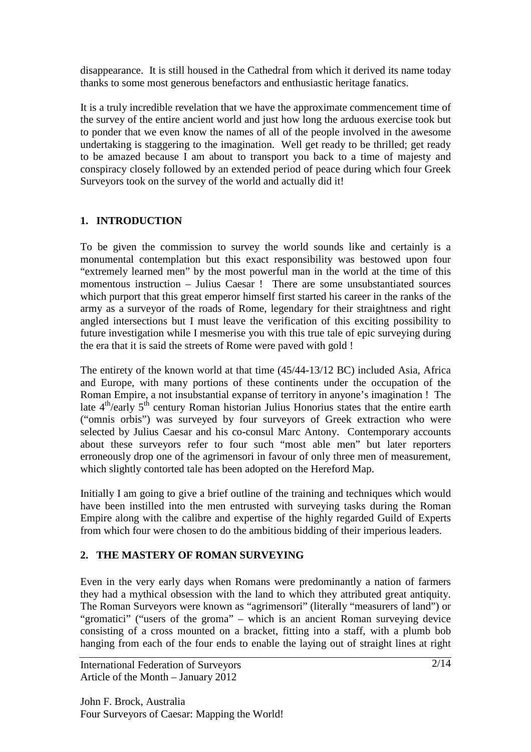disappearance. It is still housed in the Cathedral from which it derived its name today thanks to some most generous benefactors and enthusiastic heritage fanatics.

It is a truly incredible revelation that we have the approximate commencement time of the survey of the entire ancient world and just how long the arduous exercise took but to ponder that we even know the names of all of the people involved in the awesome undertaking is staggering to the imagination. Well get ready to be thrilled; get ready to be amazed because I am about to transport you back to a time of majesty and conspiracy closely followed by an extended period of peace during which four Greek Surveyors took on the survey of the world and actually did it!

## 1. INTRODUCTION

To be given the commission to survey the world sounds like and certainly is a monumental contemplation but this exact responsibility was bestowed upon four "extremely learned men" by the most powerful man in the world at the time of this momentous instruction – Julius Caesar ! There are some unsubstantiated sources which purport that this great emperor himself first started his career in the ranks of the army as a surveyor of the roads of Rome, legendary for their straightness and right angled intersections but I must leave the verification of this exciting possibility to future investigation while I mesmerise you with this true tale of epic surveying during the era that it is said the streets of Rome were paved with gold !

The entirety of the known world at that time (45/44-13/12 BC) included Asia, Africa and Europe, with many portions of these continents under the occupation of the Roman Empire, a not insubstantial expanse of territory in anyone's imagination ! The late 4th/early 5th century Roman historian Julius Honorius states that the entire earth ("omnis orbis") was surveyed by four surveyors of Greek extraction who were selected by Julius Caesar and his co-consul Marc Antony. Contemporary accounts about these surveyors refer to four such "most able men" but later reporters erroneously drop one of the agrimensori in favour of only three men of measurement, which slightly contorted tale has been adopted on the Hereford Map.

Initially I am going to give a brief outline of the training and techniques which would have been instilled into the men entrusted with surveying tasks during the Roman Empire along with the calibre and expertise of the highly regarded Guild of Experts from which four were chosen to do the ambitious bidding of their imperious leaders.

## 2. THE MASTERY OF ROMAN SURVEYING

Even in the very early days when Romans were predominantly a nation of farmers they had a mythical obsession with the land to which they attributed great antiquity. The Roman Surveyors were known as "agrimensori" (literally "measurers of land") or "gromatici" ("users of the groma" – which is an ancient Roman surveying device consisting of a cross mounted on a bracket, fitting into a staff, with a plumb bob hanging from each of the four ends to enable the laying out of straight lines at right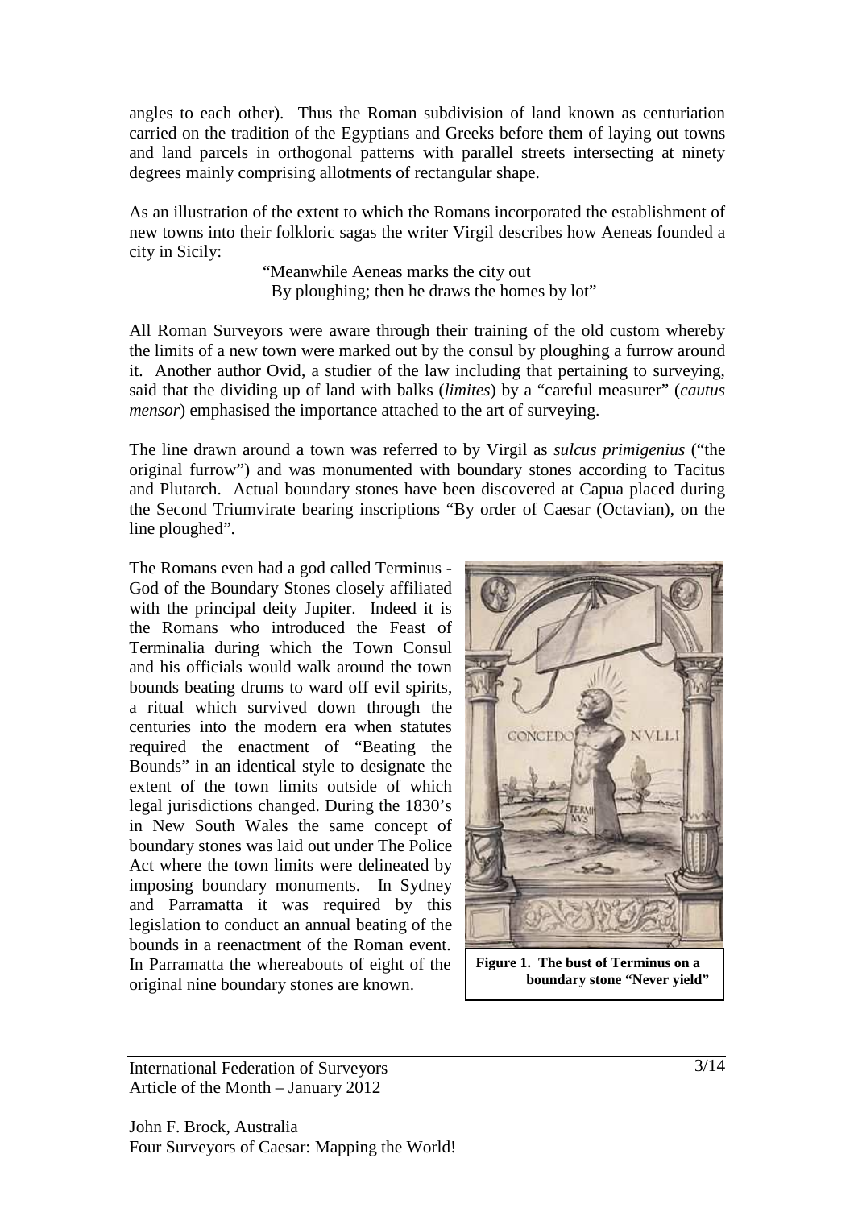angles to each other). Thus the Roman subdivision of land known as centuriation carried on the tradition of the Egyptians and Greeks before them of laying out towns and land parcels in orthogonal patterns with parallel streets intersecting at ninety degrees mainly comprising allotments of rectangular shape.

As an illustration of the extent to which the Romans incorporated the establishment of new towns into their folkloric sagas the writer Virgil describes how Aeneas founded a city in Sicily:

> "Meanwhile Aeneas marks the city out
> By ploughing; then he draws the homes by lot"

All Roman Surveyors were aware through their training of the old custom whereby the limits of a new town were marked out by the consul by ploughing a furrow around it. Another author Ovid, a studier of the law including that pertaining to surveying, said that the dividing up of land with balks (*limites*) by a "careful measurer" (*cautus mensor*) emphasised the importance attached to the art of surveying.

The line drawn around a town was referred to by Virgil as *sulcus primigenius* ("the original furrow") and was monumented with boundary stones according to Tacitus and Plutarch. Actual boundary stones have been discovered at Capua placed during the Second Triumvirate bearing inscriptions "By order of Caesar (Octavian), on the line ploughed".

The Romans even had a god called Terminus - God of the Boundary Stones closely affiliated with the principal deity Jupiter. Indeed it is the Romans who introduced the Feast of Terminalia during which the Town Consul and his officials would walk around the town bounds beating drums to ward off evil spirits, a ritual which survived down through the centuries into the modern era when statutes required the enactment of "Beating the Bounds" in an identical style to designate the extent of the town limits outside of which legal jurisdictions changed. During the 1830's in New South Wales the same concept of boundary stones was laid out under The Police Act where the town limits were delineated by imposing boundary monuments. In Sydney and Parramatta it was required by this legislation to conduct an annual beating of the bounds in a reenactment of the Roman event. In Parramatta the whereabouts of eight of the original nine boundary stones are known.

**Figure 1. The bust of Terminus on a boundary stone "Never yield"**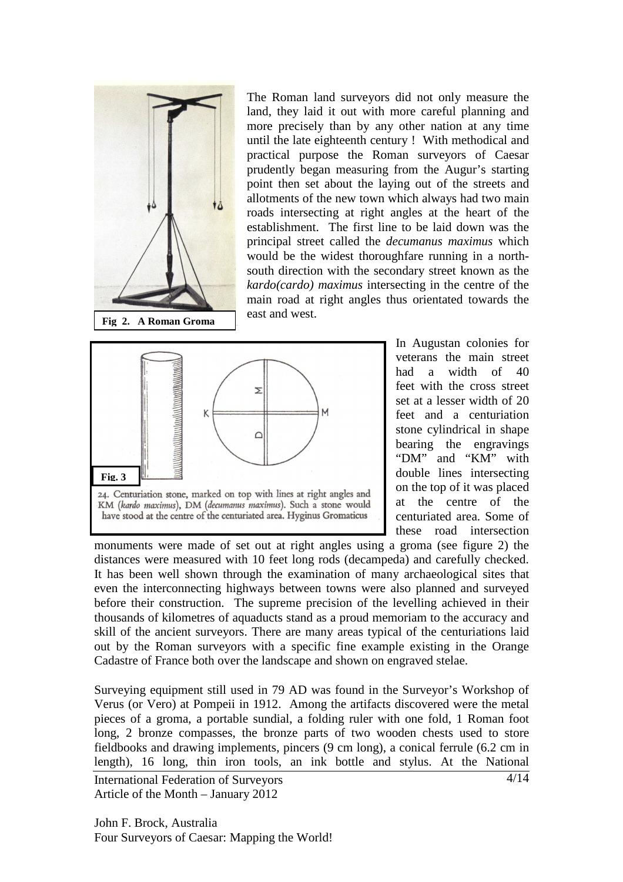The Roman land surveyors did not only measure the land, they laid it out with more careful planning and more precisely than by any other nation at any time until the late eighteenth century ! With methodical and practical purpose the Roman surveyors of Caesar prudently began measuring from the Augur's starting point then set about the laying out of the streets and allotments of the new town which always had two main roads intersecting at right angles at the heart of the establishment. The first line to be laid down was the principal street called the *decumanus maximus* which would be the widest thoroughfare running in a north-south direction with the secondary street known as the *kardo(cardo) maximus* intersecting in the centre of the main road at right angles thus orientated towards the east and west.

**Fig 2. A Roman Groma**

**Fig. 3**

24. Centuriation stone, marked on top with lines at right angles and KM (*kardo maximus*), DM (*decumanus maximus*). Such a stone would have stood at the centre of the centuriated area. Hyginus Gromaticus

In Augustan colonies for veterans the main street had a width of 40 feet with the cross street set at a lesser width of 20 feet and a centuriation stone cylindrical in shape bearing the engravings "DM" and "KM" with double lines intersecting on the top of it was placed at the centre of the centuriated area. Some of these road intersection monuments were made of set out at right angles using a groma (see figure 2) the distances were measured with 10 feet long rods (decampeda) and carefully checked. It has been well shown through the examination of many archaeological sites that even the interconnecting highways between towns were also planned and surveyed before their construction. The supreme precision of the levelling achieved in their thousands of kilometres of aquaducts stand as a proud memoriam to the accuracy and skill of the ancient surveyors. There are many areas typical of the centuriations laid out by the Roman surveyors with a specific fine example existing in the Orange Cadastre of France both over the landscape and shown on engraved stelae.

Surveying equipment still used in 79 AD was found in the Surveyor's Workshop of Verus (or Vero) at Pompeii in 1912. Among the artifacts discovered were the metal pieces of a groma, a portable sundial, a folding ruler with one fold, 1 Roman foot long, 2 bronze compasses, the bronze parts of two wooden chests used to store fieldbooks and drawing implements, pincers (9 cm long), a conical ferrule (6.2 cm in length), 16 long, thin iron tools, an ink bottle and stylus. At the National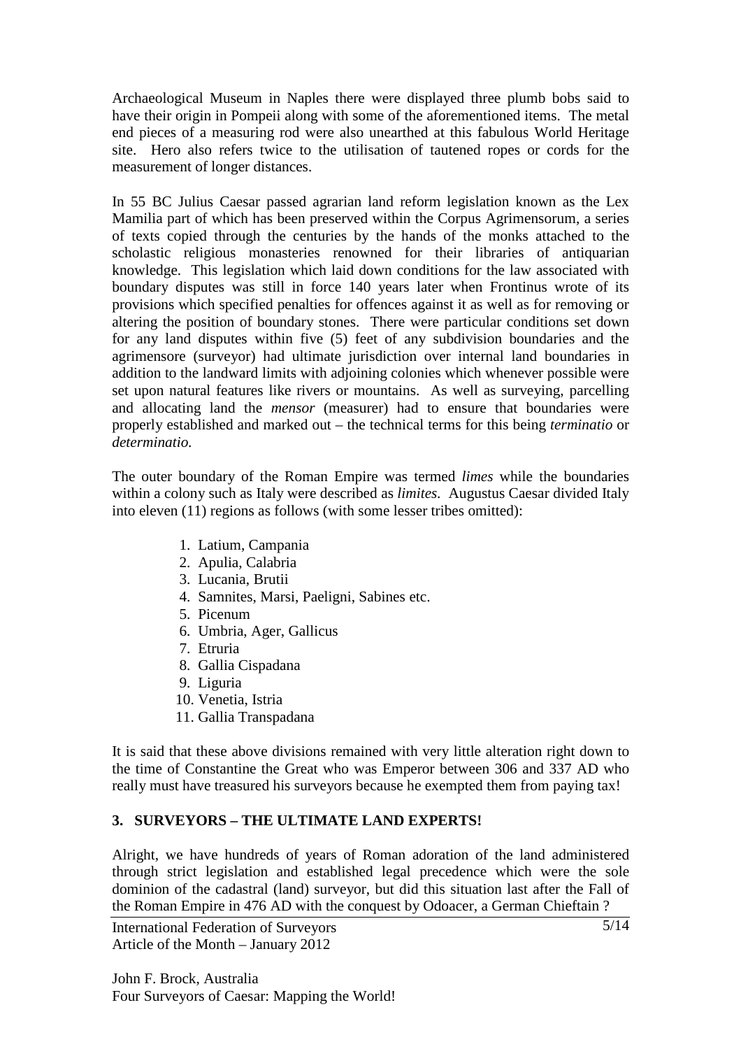Archaeological Museum in Naples there were displayed three plumb bobs said to have their origin in Pompeii along with some of the aforementioned items. The metal end pieces of a measuring rod were also unearthed at this fabulous World Heritage site. Hero also refers twice to the utilisation of tautened ropes or cords for the measurement of longer distances.

In 55 BC Julius Caesar passed agrarian land reform legislation known as the Lex Mamilia part of which has been preserved within the Corpus Agrimensorum, a series of texts copied through the centuries by the hands of the monks attached to the scholastic religious monasteries renowned for their libraries of antiquarian knowledge. This legislation which laid down conditions for the law associated with boundary disputes was still in force 140 years later when Frontinus wrote of its provisions which specified penalties for offences against it as well as for removing or altering the position of boundary stones. There were particular conditions set down for any land disputes within five (5) feet of any subdivision boundaries and the agrimensore (surveyor) had ultimate jurisdiction over internal land boundaries in addition to the landward limits with adjoining colonies which whenever possible were set upon natural features like rivers or mountains. As well as surveying, parcelling and allocating land the *mensor* (measurer) had to ensure that boundaries were properly established and marked out – the technical terms for this being *terminatio* or *determinatio.*

The outer boundary of the Roman Empire was termed *limes* while the boundaries within a colony such as Italy were described as *limites*. Augustus Caesar divided Italy into eleven (11) regions as follows (with some lesser tribes omitted):

1. Latium, Campania
2. Apulia, Calabria
3. Lucania, Brutii
4. Samnites, Marsi, Paeligni, Sabines etc.
5. Picenum
6. Umbria, Ager, Gallicus
7. Etruria
8. Gallia Cispadana
9. Liguria
10. Venetia, Istria
11. Gallia Transpadana

It is said that these above divisions remained with very little alteration right down to the time of Constantine the Great who was Emperor between 306 and 337 AD who really must have treasured his surveyors because he exempted them from paying tax!

## 3. SURVEYORS – THE ULTIMATE LAND EXPERTS!

Alright, we have hundreds of years of Roman adoration of the land administered through strict legislation and established legal precedence which were the sole dominion of the cadastral (land) surveyor, but did this situation last after the Fall of the Roman Empire in 476 AD with the conquest by Odoacer, a German Chieftain ?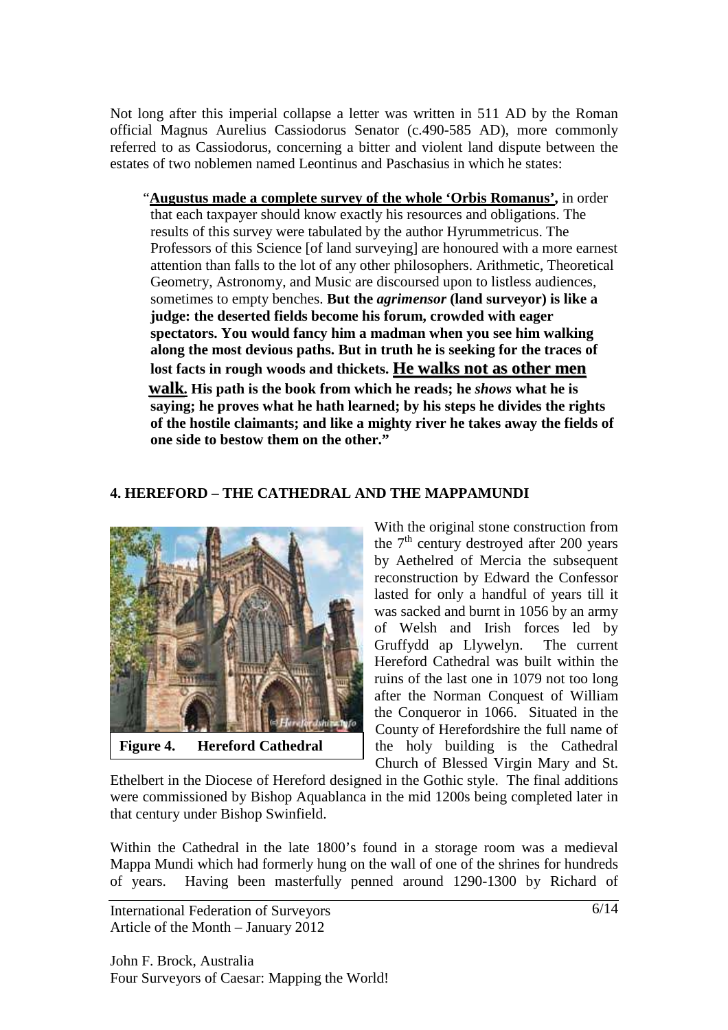Not long after this imperial collapse a letter was written in 511 AD by the Roman official Magnus Aurelius Cassiodorus Senator (c.490-585 AD), more commonly referred to as Cassiodorus, concerning a bitter and violent land dispute between the estates of two noblemen named Leontinus and Paschasius in which he states:

> "**Augustus made a complete survey of the whole 'Orbis Romanus',** in order that each taxpayer should know exactly his resources and obligations. The results of this survey were tabulated by the author Hyrummetricus. The Professors of this Science [of land surveying] are honoured with a more earnest attention than falls to the lot of any other philosophers. Arithmetic, Theoretical Geometry, Astronomy, and Music are discoursed upon to listless audiences, sometimes to empty benches. **But the *agrimensor* (land surveyor) is like a judge: the deserted fields become his forum, crowded with eager spectators. You would fancy him a madman when you see him walking along the most devious paths. But in truth he is seeking for the traces of lost facts in rough woods and thickets. He walks not as other men walk. His path is the book from which he reads; he *shows* what he is saying; he proves what he hath learned; by his steps he divides the rights of the hostile claimants; and like a mighty river he takes away the fields of one side to bestow them on the other."**

## 4. HEREFORD – THE CATHEDRAL AND THE MAPPAMUNDI

**Figure 4. Hereford Cathedral**

With the original stone construction from the 7th century destroyed after 200 years by Aethelred of Mercia the subsequent reconstruction by Edward the Confessor lasted for only a handful of years till it was sacked and burnt in 1056 by an army of Welsh and Irish forces led by Gruffydd ap Llywelyn. The current Hereford Cathedral was built within the ruins of the last one in 1079 not too long after the Norman Conquest of William the Conqueror in 1066. Situated in the County of Herefordshire the full name of the holy building is the Cathedral Church of Blessed Virgin Mary and St. Ethelbert in the Diocese of Hereford designed in the Gothic style. The final additions were commissioned by Bishop Aquablanca in the mid 1200s being completed later in that century under Bishop Swinfield.

Within the Cathedral in the late 1800's found in a storage room was a medieval Mappa Mundi which had formerly hung on the wall of one of the shrines for hundreds of years. Having been masterfully penned around 1290-1300 by Richard of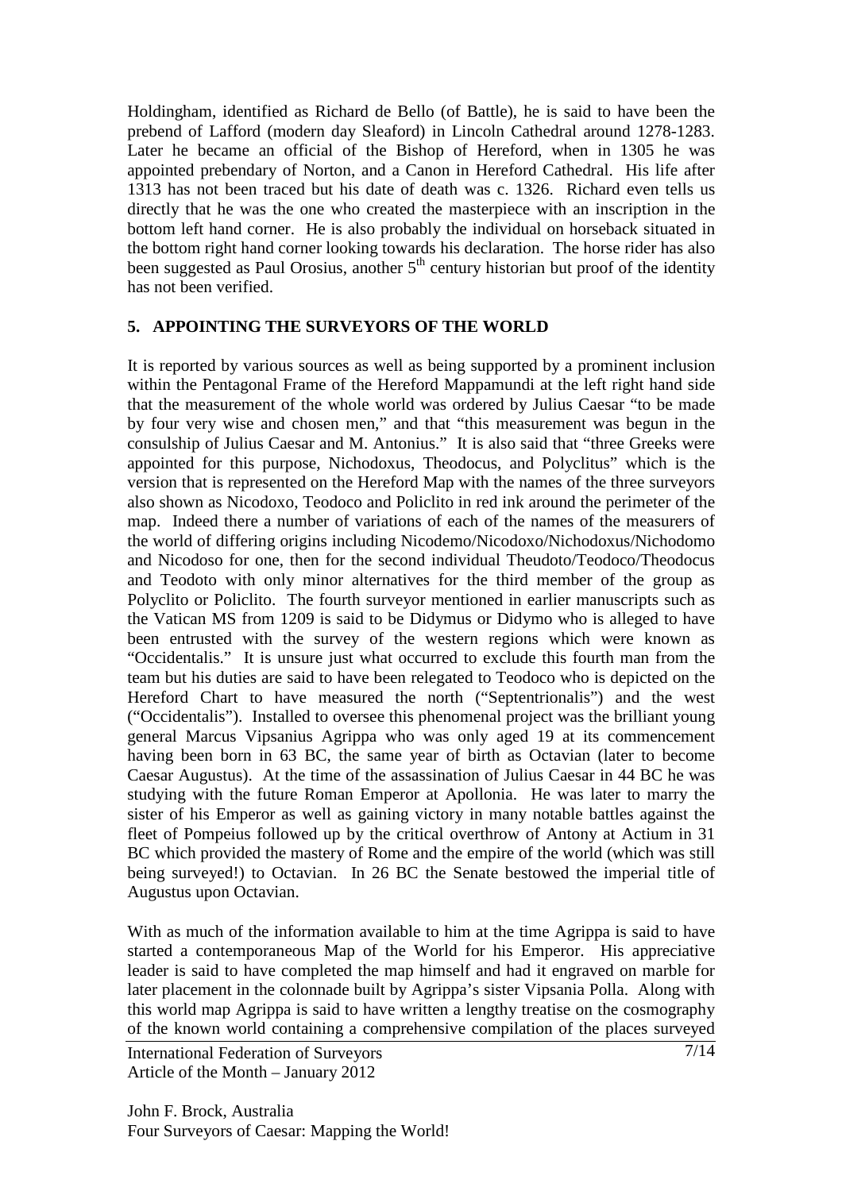Holdingham, identified as Richard de Bello (of Battle), he is said to have been the prebend of Lafford (modern day Sleaford) in Lincoln Cathedral around 1278-1283. Later he became an official of the Bishop of Hereford, when in 1305 he was appointed prebendary of Norton, and a Canon in Hereford Cathedral. His life after 1313 has not been traced but his date of death was c. 1326. Richard even tells us directly that he was the one who created the masterpiece with an inscription in the bottom left hand corner. He is also probably the individual on horseback situated in the bottom right hand corner looking towards his declaration. The horse rider has also been suggested as Paul Orosius, another 5th century historian but proof of the identity has not been verified.

## 5. APPOINTING THE SURVEYORS OF THE WORLD

It is reported by various sources as well as being supported by a prominent inclusion within the Pentagonal Frame of the Hereford Mappamundi at the left right hand side that the measurement of the whole world was ordered by Julius Caesar "to be made by four very wise and chosen men," and that "this measurement was begun in the consulship of Julius Caesar and M. Antonius." It is also said that "three Greeks were appointed for this purpose, Nichodoxus, Theodocus, and Polyclitus" which is the version that is represented on the Hereford Map with the names of the three surveyors also shown as Nicodoxo, Teodoco and Policlito in red ink around the perimeter of the map. Indeed there a number of variations of each of the names of the measurers of the world of differing origins including Nicodemo/Nicodoxo/Nichodoxus/Nichodomo and Nicodoso for one, then for the second individual Theudoto/Teodoco/Theodocus and Teodoto with only minor alternatives for the third member of the group as Polyclito or Policlito. The fourth surveyor mentioned in earlier manuscripts such as the Vatican MS from 1209 is said to be Didymus or Didymo who is alleged to have been entrusted with the survey of the western regions which were known as "Occidentalis." It is unsure just what occurred to exclude this fourth man from the team but his duties are said to have been relegated to Teodoco who is depicted on the Hereford Chart to have measured the north ("Septentrionalis") and the west ("Occidentalis"). Installed to oversee this phenomenal project was the brilliant young general Marcus Vipsanius Agrippa who was only aged 19 at its commencement having been born in 63 BC, the same year of birth as Octavian (later to become Caesar Augustus). At the time of the assassination of Julius Caesar in 44 BC he was studying with the future Roman Emperor at Apollonia. He was later to marry the sister of his Emperor as well as gaining victory in many notable battles against the fleet of Pompeius followed up by the critical overthrow of Antony at Actium in 31 BC which provided the mastery of Rome and the empire of the world (which was still being surveyed!) to Octavian. In 26 BC the Senate bestowed the imperial title of Augustus upon Octavian.

With as much of the information available to him at the time Agrippa is said to have started a contemporaneous Map of the World for his Emperor. His appreciative leader is said to have completed the map himself and had it engraved on marble for later placement in the colonnade built by Agrippa's sister Vipsania Polla. Along with this world map Agrippa is said to have written a lengthy treatise on the cosmography of the known world containing a comprehensive compilation of the places surveyed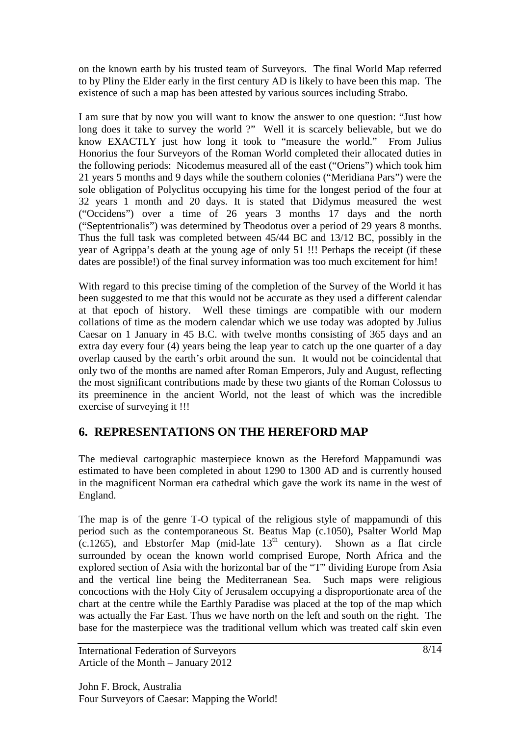on the known earth by his trusted team of Surveyors. The final World Map referred to by Pliny the Elder early in the first century AD is likely to have been this map. The existence of such a map has been attested by various sources including Strabo.

I am sure that by now you will want to know the answer to one question: "Just how long does it take to survey the world ?" Well it is scarcely believable, but we do know EXACTLY just how long it took to "measure the world." From Julius Honorius the four Surveyors of the Roman World completed their allocated duties in the following periods: Nicodemus measured all of the east ("Oriens") which took him 21 years 5 months and 9 days while the southern colonies ("Meridiana Pars") were the sole obligation of Polyclitus occupying his time for the longest period of the four at 32 years 1 month and 20 days. It is stated that Didymus measured the west ("Occidens") over a time of 26 years 3 months 17 days and the north ("Septentrionalis") was determined by Theodotus over a period of 29 years 8 months. Thus the full task was completed between 45/44 BC and 13/12 BC, possibly in the year of Agrippa's death at the young age of only 51 !!! Perhaps the receipt (if these dates are possible!) of the final survey information was too much excitement for him!

With regard to this precise timing of the completion of the Survey of the World it has been suggested to me that this would not be accurate as they used a different calendar at that epoch of history. Well these timings are compatible with our modern collations of time as the modern calendar which we use today was adopted by Julius Caesar on 1 January in 45 B.C. with twelve months consisting of 365 days and an extra day every four (4) years being the leap year to catch up the one quarter of a day overlap caused by the earth's orbit around the sun. It would not be coincidental that only two of the months are named after Roman Emperors, July and August, reflecting the most significant contributions made by these two giants of the Roman Colossus to its preeminence in the ancient World, not the least of which was the incredible exercise of surveying it !!!

## 6. REPRESENTATIONS ON THE HEREFORD MAP

The medieval cartographic masterpiece known as the Hereford Mappamundi was estimated to have been completed in about 1290 to 1300 AD and is currently housed in the magnificent Norman era cathedral which gave the work its name in the west of England.

The map is of the genre T-O typical of the religious style of mappamundi of this period such as the contemporaneous St. Beatus Map (c.1050), Psalter World Map (c.1265), and Ebstorfer Map (mid-late 13th century). Shown as a flat circle surrounded by ocean the known world comprised Europe, North Africa and the explored section of Asia with the horizontal bar of the "T" dividing Europe from Asia and the vertical line being the Mediterranean Sea. Such maps were religious concoctions with the Holy City of Jerusalem occupying a disproportionate area of the chart at the centre while the Earthly Paradise was placed at the top of the map which was actually the Far East. Thus we have north on the left and south on the right. The base for the masterpiece was the traditional vellum which was treated calf skin even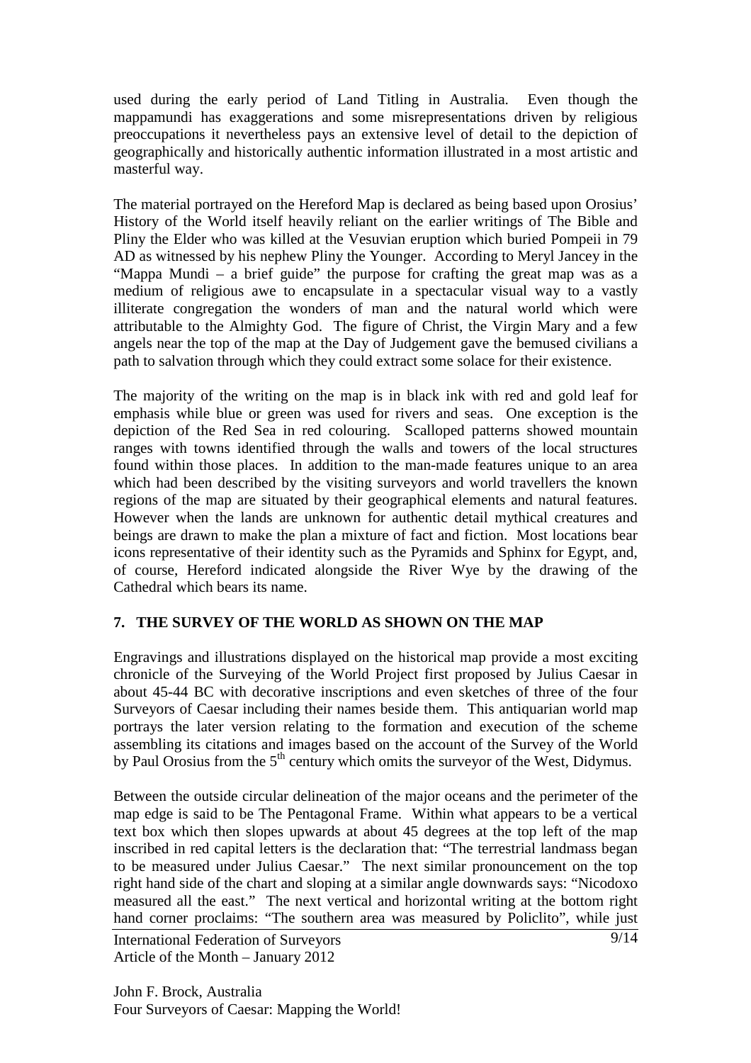used during the early period of Land Titling in Australia. Even though the mappamundi has exaggerations and some misrepresentations driven by religious preoccupations it nevertheless pays an extensive level of detail to the depiction of geographically and historically authentic information illustrated in a most artistic and masterful way.

The material portrayed on the Hereford Map is declared as being based upon Orosius' History of the World itself heavily reliant on the earlier writings of The Bible and Pliny the Elder who was killed at the Vesuvian eruption which buried Pompeii in 79 AD as witnessed by his nephew Pliny the Younger. According to Meryl Jancey in the "Mappa Mundi – a brief guide" the purpose for crafting the great map was as a medium of religious awe to encapsulate in a spectacular visual way to a vastly illiterate congregation the wonders of man and the natural world which were attributable to the Almighty God. The figure of Christ, the Virgin Mary and a few angels near the top of the map at the Day of Judgement gave the bemused civilians a path to salvation through which they could extract some solace for their existence.

The majority of the writing on the map is in black ink with red and gold leaf for emphasis while blue or green was used for rivers and seas. One exception is the depiction of the Red Sea in red colouring. Scalloped patterns showed mountain ranges with towns identified through the walls and towers of the local structures found within those places. In addition to the man-made features unique to an area which had been described by the visiting surveyors and world travellers the known regions of the map are situated by their geographical elements and natural features. However when the lands are unknown for authentic detail mythical creatures and beings are drawn to make the plan a mixture of fact and fiction. Most locations bear icons representative of their identity such as the Pyramids and Sphinx for Egypt, and, of course, Hereford indicated alongside the River Wye by the drawing of the Cathedral which bears its name.

## 7. THE SURVEY OF THE WORLD AS SHOWN ON THE MAP

Engravings and illustrations displayed on the historical map provide a most exciting chronicle of the Surveying of the World Project first proposed by Julius Caesar in about 45-44 BC with decorative inscriptions and even sketches of three of the four Surveyors of Caesar including their names beside them. This antiquarian world map portrays the later version relating to the formation and execution of the scheme assembling its citations and images based on the account of the Survey of the World by Paul Orosius from the 5th century which omits the surveyor of the West, Didymus.

Between the outside circular delineation of the major oceans and the perimeter of the map edge is said to be The Pentagonal Frame. Within what appears to be a vertical text box which then slopes upwards at about 45 degrees at the top left of the map inscribed in red capital letters is the declaration that: "The terrestrial landmass began to be measured under Julius Caesar." The next similar pronouncement on the top right hand side of the chart and sloping at a similar angle downwards says: "Nicodoxo measured all the east." The next vertical and horizontal writing at the bottom right hand corner proclaims: "The southern area was measured by Policlito", while just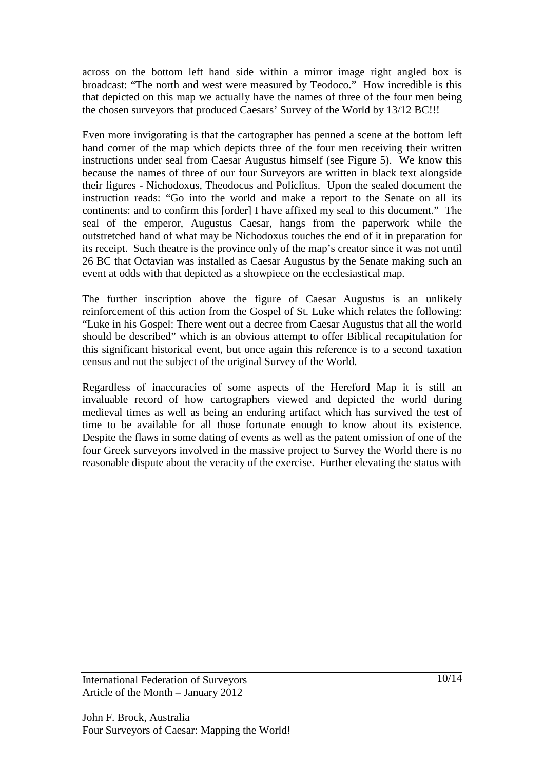across on the bottom left hand side within a mirror image right angled box is broadcast: "The north and west were measured by Teodoco." How incredible is this that depicted on this map we actually have the names of three of the four men being the chosen surveyors that produced Caesars' Survey of the World by 13/12 BC!!!

Even more invigorating is that the cartographer has penned a scene at the bottom left hand corner of the map which depicts three of the four men receiving their written instructions under seal from Caesar Augustus himself (see Figure 5). We know this because the names of three of our four Surveyors are written in black text alongside their figures - Nichodoxus, Theodocus and Policlitus. Upon the sealed document the instruction reads: "Go into the world and make a report to the Senate on all its continents: and to confirm this [order] I have affixed my seal to this document." The seal of the emperor, Augustus Caesar, hangs from the paperwork while the outstretched hand of what may be Nichodoxus touches the end of it in preparation for its receipt. Such theatre is the province only of the map's creator since it was not until 26 BC that Octavian was installed as Caesar Augustus by the Senate making such an event at odds with that depicted as a showpiece on the ecclesiastical map.

The further inscription above the figure of Caesar Augustus is an unlikely reinforcement of this action from the Gospel of St. Luke which relates the following: "Luke in his Gospel: There went out a decree from Caesar Augustus that all the world should be described" which is an obvious attempt to offer Biblical recapitulation for this significant historical event, but once again this reference is to a second taxation census and not the subject of the original Survey of the World.

Regardless of inaccuracies of some aspects of the Hereford Map it is still an invaluable record of how cartographers viewed and depicted the world during medieval times as well as being an enduring artifact which has survived the test of time to be available for all those fortunate enough to know about its existence. Despite the flaws in some dating of events as well as the patent omission of one of the four Greek surveyors involved in the massive project to Survey the World there is no reasonable dispute about the veracity of the exercise. Further elevating the status with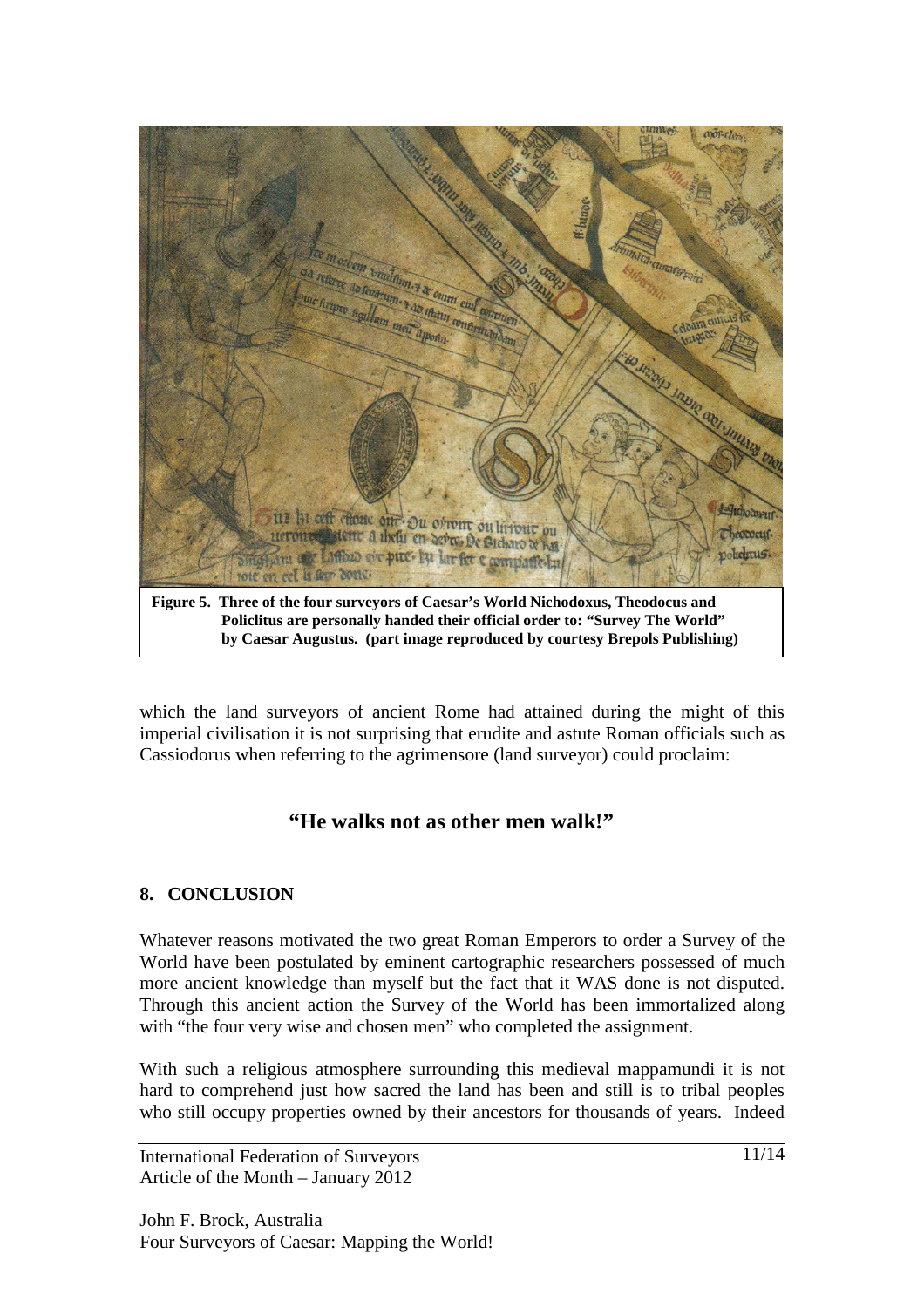**Figure 5. Three of the four surveyors of Caesar's World Nichodoxus, Theodocus and Policlitus are personally handed their official order to: "Survey The World" by Caesar Augustus. (part image reproduced by courtesy Brepols Publishing)**

which the land surveyors of ancient Rome had attained during the might of this imperial civilisation it is not surprising that erudite and astute Roman officials such as Cassiodorus when referring to the agrimensore (land surveyor) could proclaim:

**"He walks not as other men walk!"**

## 8. CONCLUSION

Whatever reasons motivated the two great Roman Emperors to order a Survey of the World have been postulated by eminent cartographic researchers possessed of much more ancient knowledge than myself but the fact that it WAS done is not disputed. Through this ancient action the Survey of the World has been immortalized along with "the four very wise and chosen men" who completed the assignment.

With such a religious atmosphere surrounding this medieval mappamundi it is not hard to comprehend just how sacred the land has been and still is to tribal peoples who still occupy properties owned by their ancestors for thousands of years. Indeed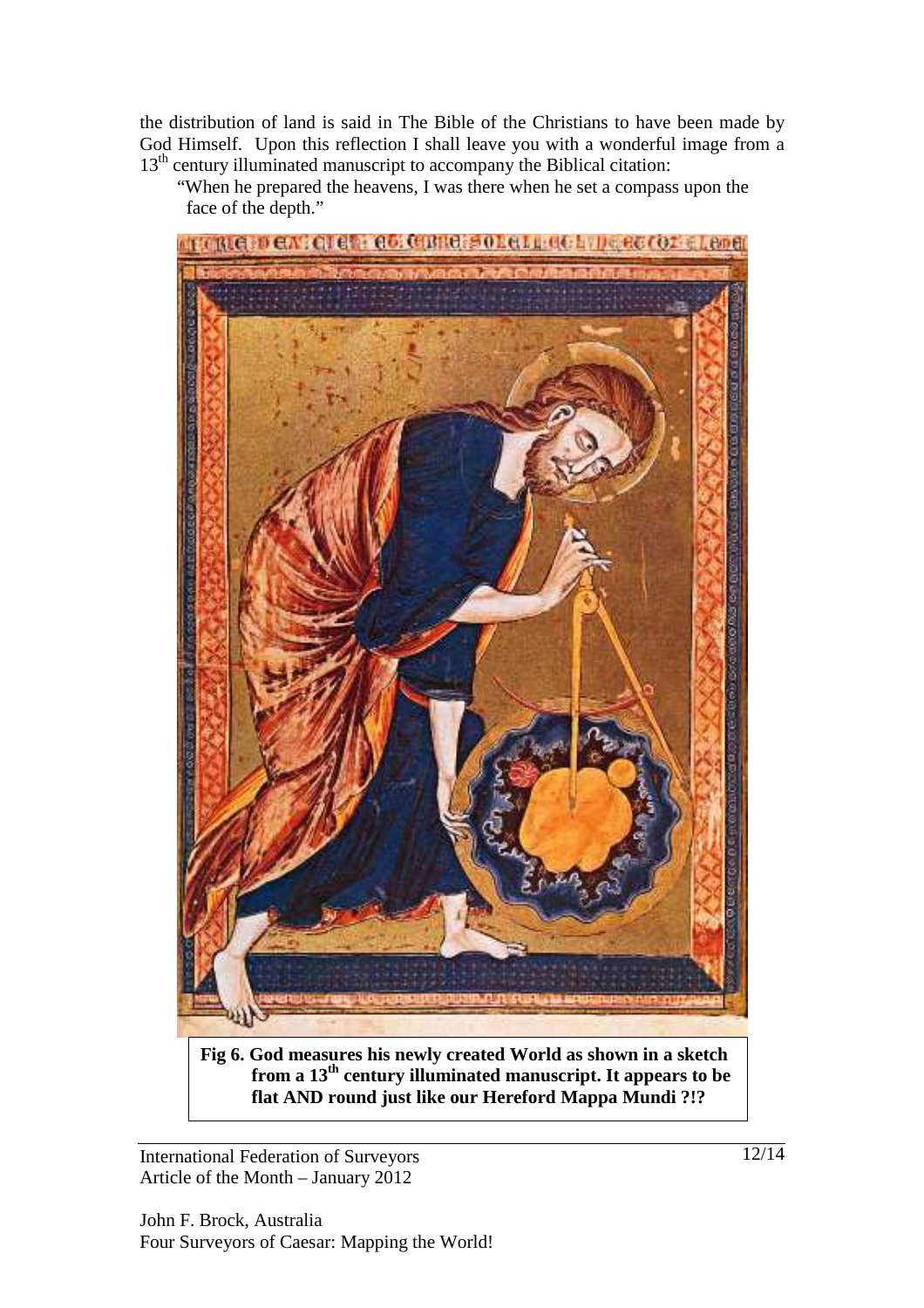the distribution of land is said in The Bible of the Christians to have been made by God Himself. Upon this reflection I shall leave you with a wonderful image from a 13th century illuminated manuscript to accompany the Biblical citation:

"When he prepared the heavens, I was there when he set a compass upon the face of the depth."

**Fig 6. God measures his newly created World as shown in a sketch from a 13th century illuminated manuscript. It appears to be flat AND round just like our Hereford Mappa Mundi ?!?**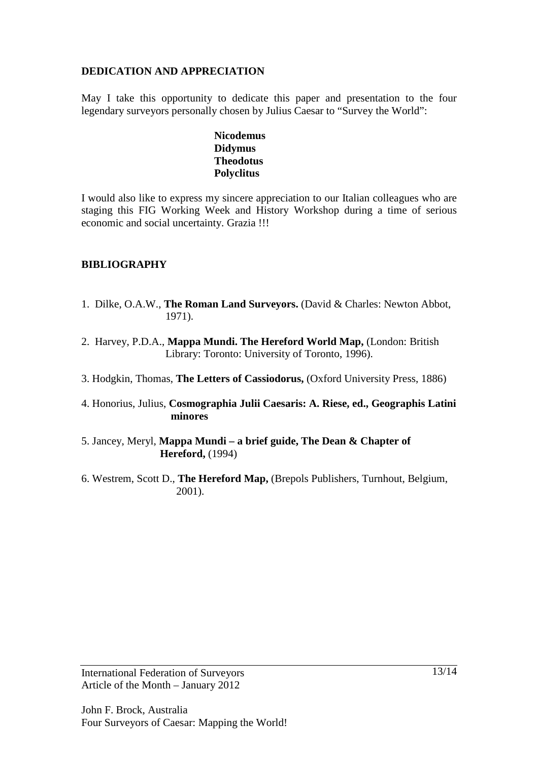## DEDICATION AND APPRECIATION

May I take this opportunity to dedicate this paper and presentation to the four legendary surveyors personally chosen by Julius Caesar to "Survey the World":

**Nicodemus**
**Didymus**
**Theodotus**
**Polyclitus**

I would also like to express my sincere appreciation to our Italian colleagues who are staging this FIG Working Week and History Workshop during a time of serious economic and social uncertainty. Grazia !!!

## BIBLIOGRAPHY

1. Dilke, O.A.W., **The Roman Land Surveyors.** (David & Charles: Newton Abbot, 1971).
2. Harvey, P.D.A., **Mappa Mundi. The Hereford World Map,** (London: British Library: Toronto: University of Toronto, 1996).
3. Hodgkin, Thomas, **The Letters of Cassiodorus,** (Oxford University Press, 1886)
4. Honorius, Julius, **Cosmographia Julii Caesaris: A. Riese, ed., Geographis Latini minores**
5. Jancey, Meryl, **Mappa Mundi – a brief guide, The Dean & Chapter of Hereford,** (1994)
6. Westrem, Scott D., **The Hereford Map,** (Brepols Publishers, Turnhout, Belgium, 2001).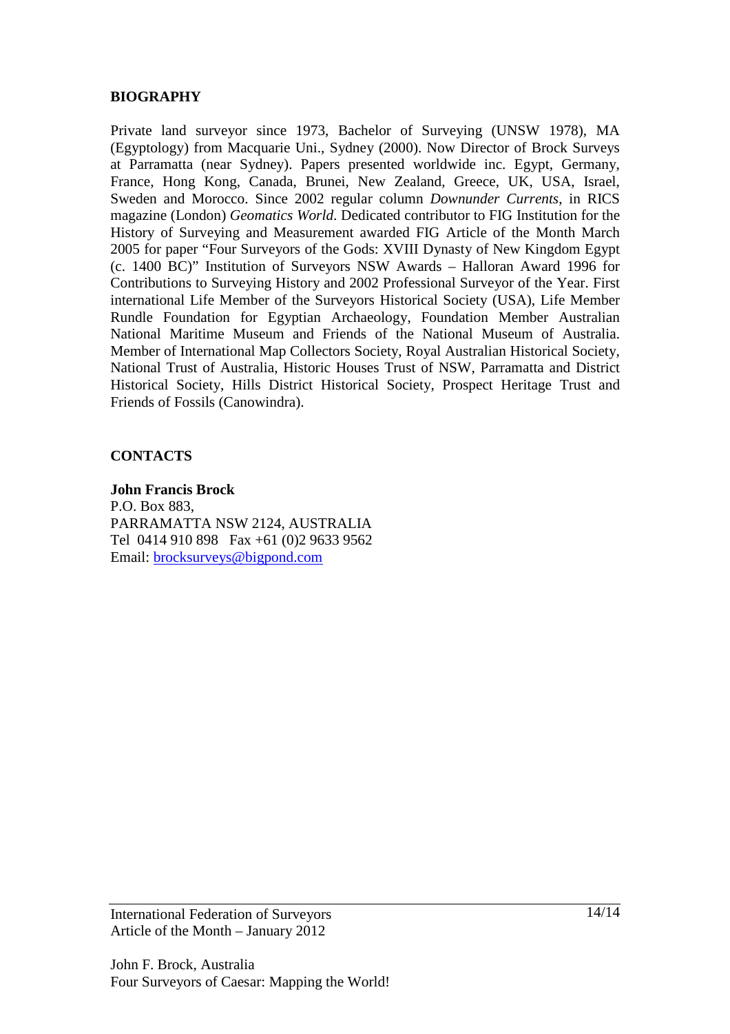## BIOGRAPHY

Private land surveyor since 1973, Bachelor of Surveying (UNSW 1978), MA (Egyptology) from Macquarie Uni., Sydney (2000). Now Director of Brock Surveys at Parramatta (near Sydney). Papers presented worldwide inc. Egypt, Germany, France, Hong Kong, Canada, Brunei, New Zealand, Greece, UK, USA, Israel, Sweden and Morocco. Since 2002 regular column *Downunder Currents*, in RICS magazine (London) *Geomatics World*. Dedicated contributor to FIG Institution for the History of Surveying and Measurement awarded FIG Article of the Month March 2005 for paper "Four Surveyors of the Gods: XVIII Dynasty of New Kingdom Egypt (c. 1400 BC)" Institution of Surveyors NSW Awards – Halloran Award 1996 for Contributions to Surveying History and 2002 Professional Surveyor of the Year. First international Life Member of the Surveyors Historical Society (USA), Life Member Rundle Foundation for Egyptian Archaeology, Foundation Member Australian National Maritime Museum and Friends of the National Museum of Australia. Member of International Map Collectors Society, Royal Australian Historical Society, National Trust of Australia, Historic Houses Trust of NSW, Parramatta and District Historical Society, Hills District Historical Society, Prospect Heritage Trust and Friends of Fossils (Canowindra).

## CONTACTS

**John Francis Brock**
P.O. Box 883,
PARRAMATTA NSW 2124, AUSTRALIA
Tel 0414 910 898 Fax +61 (0)2 9633 9562
Email: brocksurveys@bigpond.com